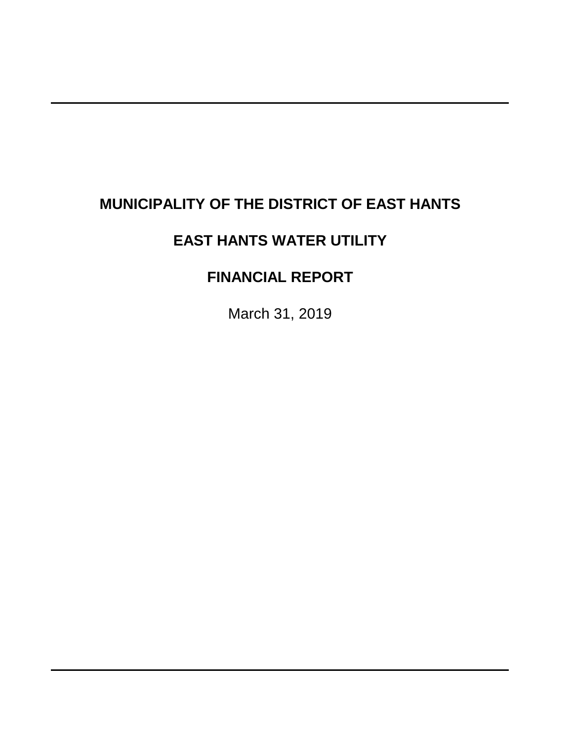# MUNICIPALITY OF THE DISTRICT OF EAST HANTS

# EAST HANTS WATER UTILITY

# FINANCIAL REPORT

March 31, 2019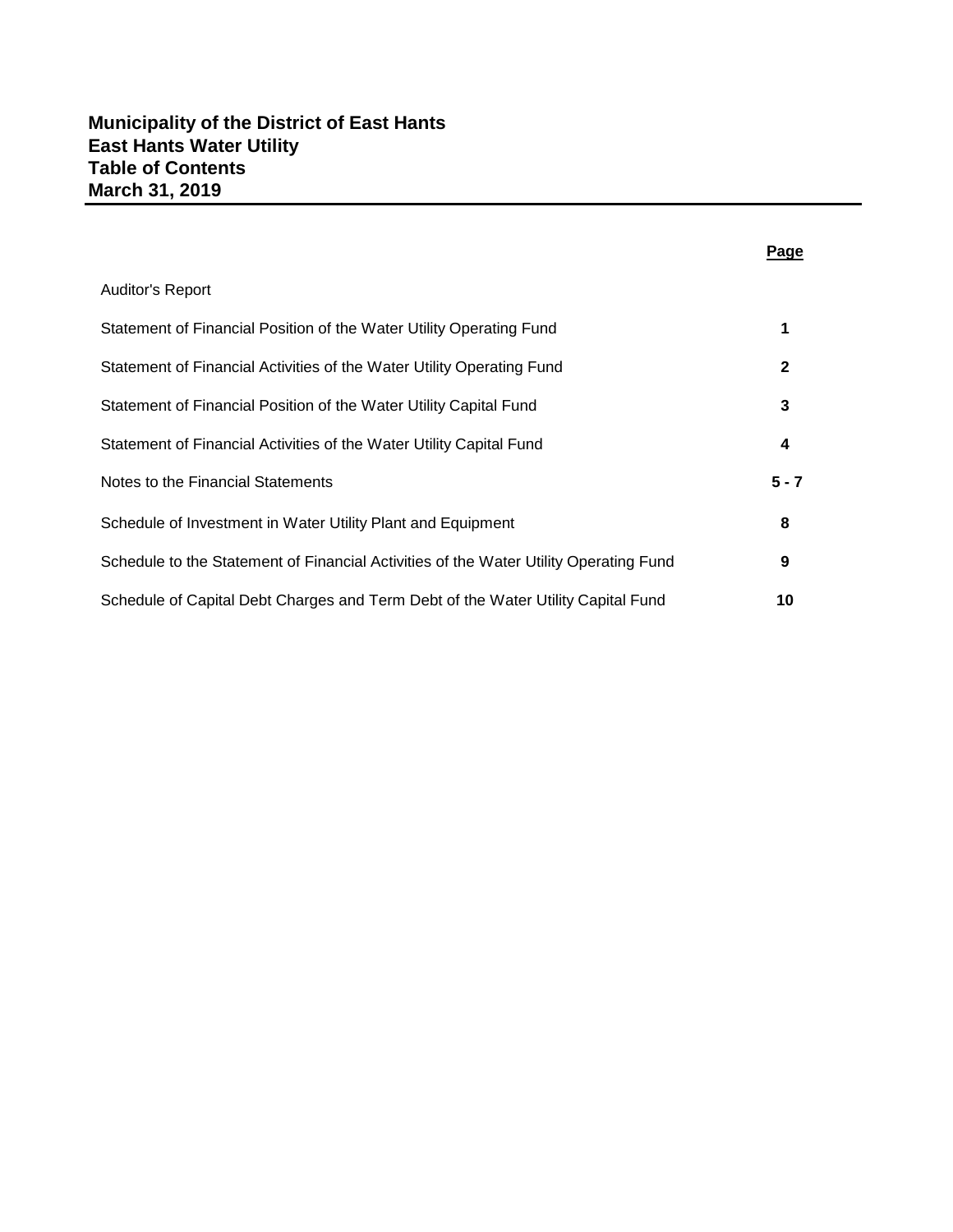# Municipality of the District of East Hants
# East Hants Water Utility
# Table of Contents
# March 31, 2019

| | Page |
|---|---|
| Auditor's Report | |
| Statement of Financial Position of the Water Utility Operating Fund | 1 |
| Statement of Financial Activities of the Water Utility Operating Fund | 2 |
| Statement of Financial Position of the Water Utility Capital Fund | 3 |
| Statement of Financial Activities of the Water Utility Capital Fund | 4 |
| Notes to the Financial Statements | 5 - 7 |
| Schedule of Investment in Water Utility Plant and Equipment | 8 |
| Schedule to the Statement of Financial Activities of the Water Utility Operating Fund | 9 |
| Schedule of Capital Debt Charges and Term Debt of the Water Utility Capital Fund | 10 |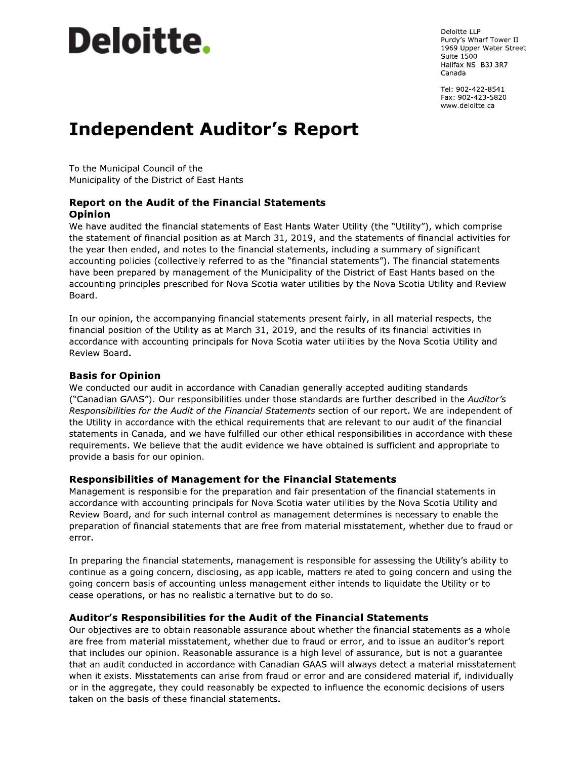# Deloitte.

Deloitte LLP
Purdy's Wharf Tower II
1969 Upper Water Street
Suite 1500
Halifax NS B3J 3R7
Canada

Tel: 902-422-8541
Fax: 902-423-5820
www.deloitte.ca

# Independent Auditor's Report

To the Municipal Council of the
Municipality of the District of East Hants

## Report on the Audit of the Financial Statements

### Opinion

We have audited the financial statements of East Hants Water Utility (the "Utility"), which comprise the statement of financial position as at March 31, 2019, and the statements of financial activities for the year then ended, and notes to the financial statements, including a summary of significant accounting policies (collectively referred to as the "financial statements"). The financial statements have been prepared by management of the Municipality of the District of East Hants based on the accounting principles prescribed for Nova Scotia water utilities by the Nova Scotia Utility and Review Board.

In our opinion, the accompanying financial statements present fairly, in all material respects, the financial position of the Utility as at March 31, 2019, and the results of its financial activities in accordance with accounting principals for Nova Scotia water utilities by the Nova Scotia Utility and Review Board.

### Basis for Opinion

We conducted our audit in accordance with Canadian generally accepted auditing standards ("Canadian GAAS"). Our responsibilities under those standards are further described in the *Auditor's Responsibilities for the Audit of the Financial Statements* section of our report. We are independent of the Utility in accordance with the ethical requirements that are relevant to our audit of the financial statements in Canada, and we have fulfilled our other ethical responsibilities in accordance with these requirements. We believe that the audit evidence we have obtained is sufficient and appropriate to provide a basis for our opinion.

### Responsibilities of Management for the Financial Statements

Management is responsible for the preparation and fair presentation of the financial statements in accordance with accounting principals for Nova Scotia water utilities by the Nova Scotia Utility and Review Board, and for such internal control as management determines is necessary to enable the preparation of financial statements that are free from material misstatement, whether due to fraud or error.

In preparing the financial statements, management is responsible for assessing the Utility's ability to continue as a going concern, disclosing, as applicable, matters related to going concern and using the going concern basis of accounting unless management either intends to liquidate the Utility or to cease operations, or has no realistic alternative but to do so.

### Auditor's Responsibilities for the Audit of the Financial Statements

Our objectives are to obtain reasonable assurance about whether the financial statements as a whole are free from material misstatement, whether due to fraud or error, and to issue an auditor's report that includes our opinion. Reasonable assurance is a high level of assurance, but is not a guarantee that an audit conducted in accordance with Canadian GAAS will always detect a material misstatement when it exists. Misstatements can arise from fraud or error and are considered material if, individually or in the aggregate, they could reasonably be expected to influence the economic decisions of users taken on the basis of these financial statements.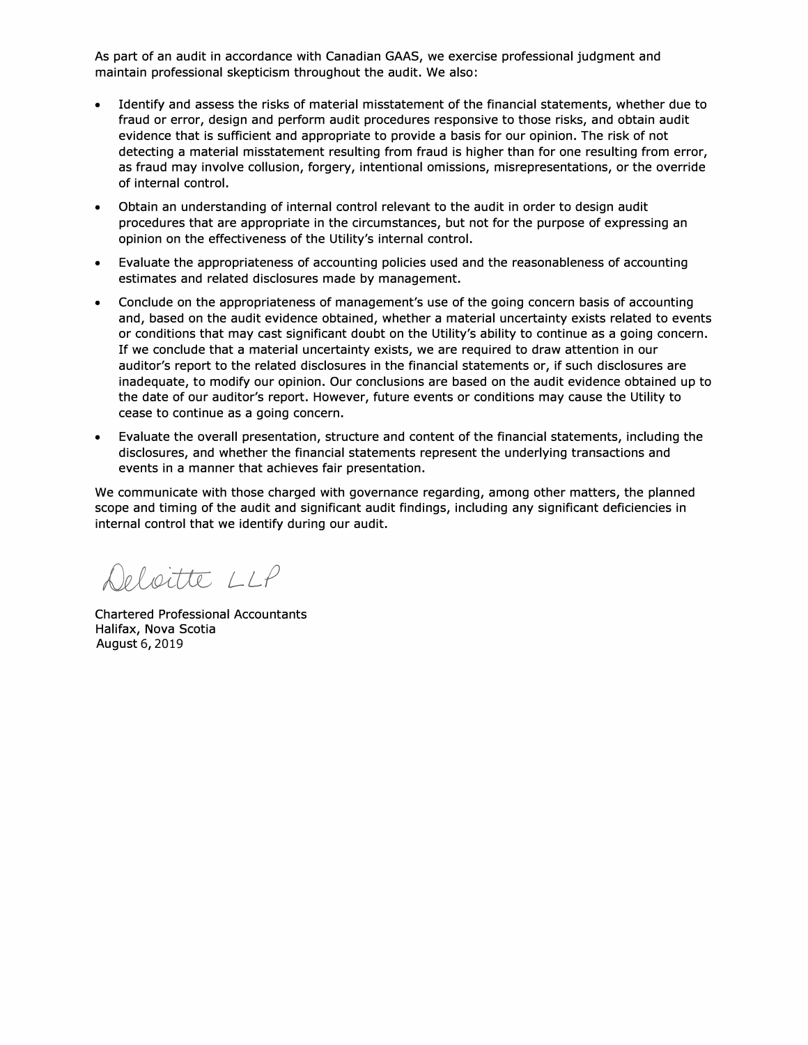As part of an audit in accordance with Canadian GAAS, we exercise professional judgment and maintain professional skepticism throughout the audit. We also:

- Identify and assess the risks of material misstatement of the financial statements, whether due to fraud or error, design and perform audit procedures responsive to those risks, and obtain audit evidence that is sufficient and appropriate to provide a basis for our opinion. The risk of not detecting a material misstatement resulting from fraud is higher than for one resulting from error, as fraud may involve collusion, forgery, intentional omissions, misrepresentations, or the override of internal control.
- Obtain an understanding of internal control relevant to the audit in order to design audit procedures that are appropriate in the circumstances, but not for the purpose of expressing an opinion on the effectiveness of the Utility's internal control.
- Evaluate the appropriateness of accounting policies used and the reasonableness of accounting estimates and related disclosures made by management.
- Conclude on the appropriateness of management's use of the going concern basis of accounting and, based on the audit evidence obtained, whether a material uncertainty exists related to events or conditions that may cast significant doubt on the Utility's ability to continue as a going concern. If we conclude that a material uncertainty exists, we are required to draw attention in our auditor's report to the related disclosures in the financial statements or, if such disclosures are inadequate, to modify our opinion. Our conclusions are based on the audit evidence obtained up to the date of our auditor's report. However, future events or conditions may cause the Utility to cease to continue as a going concern.
- Evaluate the overall presentation, structure and content of the financial statements, including the disclosures, and whether the financial statements represent the underlying transactions and events in a manner that achieves fair presentation.

We communicate with those charged with governance regarding, among other matters, the planned scope and timing of the audit and significant audit findings, including any significant deficiencies in internal control that we identify during our audit.

Deloitte LLP

Chartered Professional Accountants
Halifax, Nova Scotia
August 6, 2019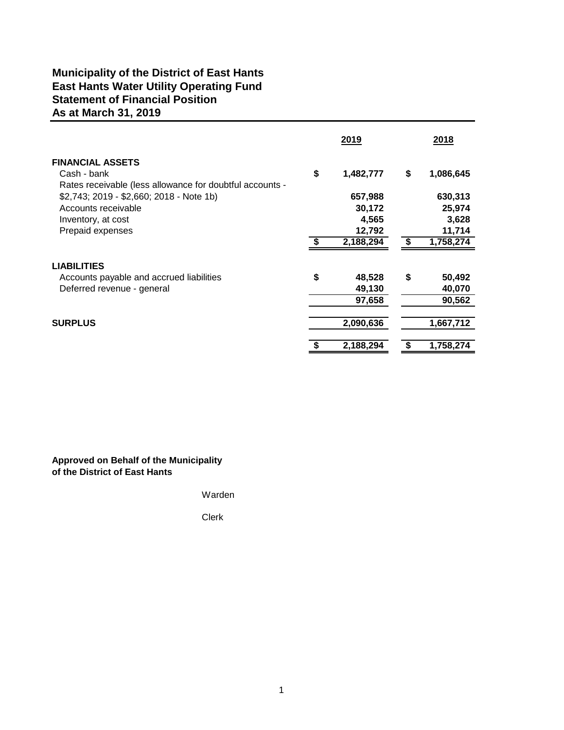# Municipality of the District of East Hants
# East Hants Water Utility Operating Fund
# Statement of Financial Position
# As at March 31, 2019

| | 2019 | 2018 |
|---|---|---|
| **FINANCIAL ASSETS** | | |
| Cash - bank | $ 1,482,777 | $ 1,086,645 |
| Rates receivable (less allowance for doubtful accounts - $2,743; 2019 - $2,660; 2018 - Note 1b) | 657,988 | 630,313 |
| Accounts receivable | 30,172 | 25,974 |
| Inventory, at cost | 4,565 | 3,628 |
| Prepaid expenses | 12,792 | 11,714 |
| | $ 2,188,294 | $ 1,758,274 |
| **LIABILITIES** | | |
| Accounts payable and accrued liabilities | $ 48,528 | $ 50,492 |
| Deferred revenue - general | 49,130 | 40,070 |
| | 97,658 | 90,562 |
| **SURPLUS** | 2,090,636 | 1,667,712 |
| | $ 2,188,294 | $ 1,758,274 |

**Approved on Behalf of the Municipality of the District of East Hants**

Warden

Clerk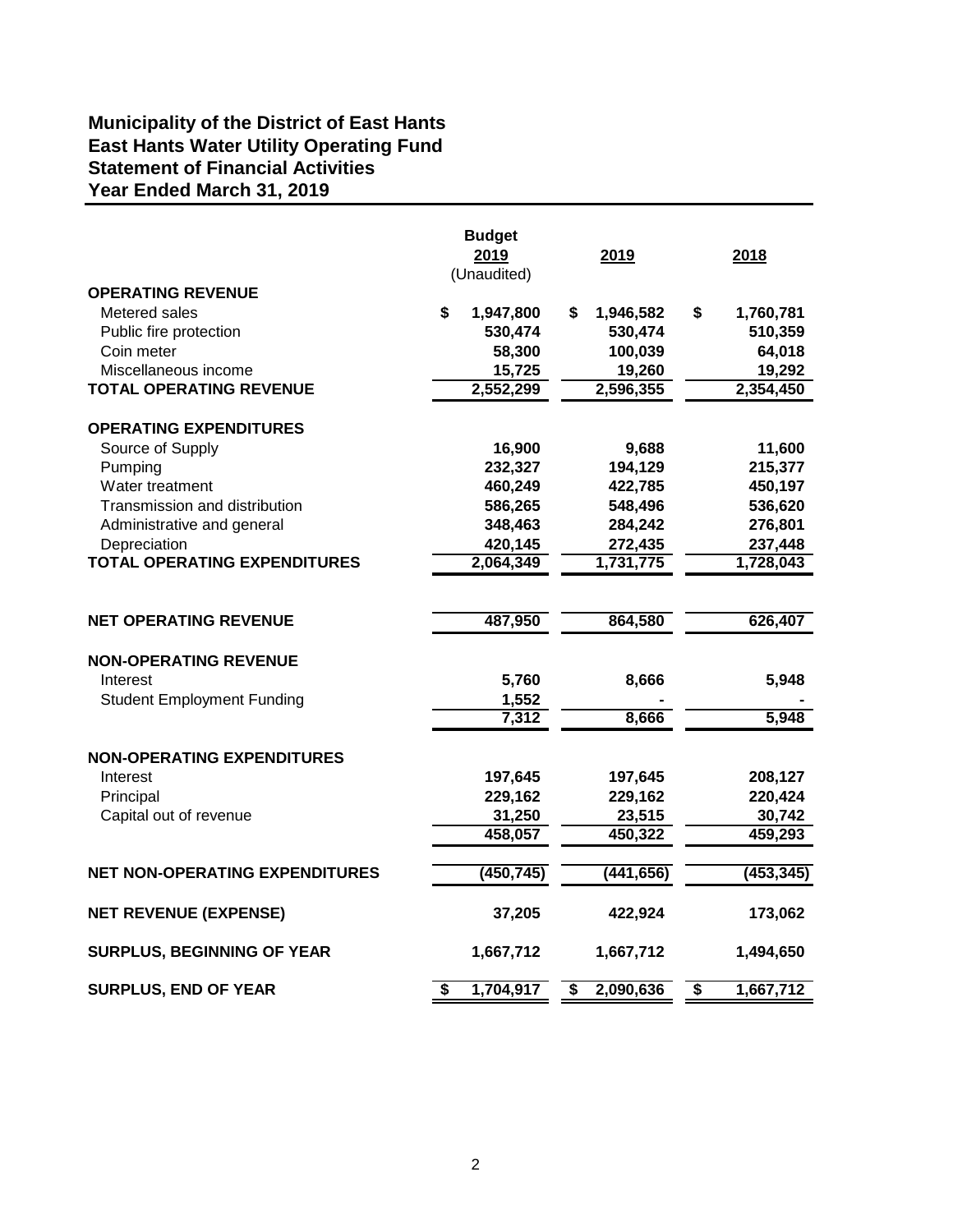# Municipality of the District of East Hants
## East Hants Water Utility Operating Fund
## Statement of Financial Activities
## Year Ended March 31, 2019

| | Budget 2019 (Unaudited) | 2019 | 2018 |
|---|---|---|---|
| **OPERATING REVENUE** | | | |
| Metered sales | $ 1,947,800 | $ 1,946,582 | $ 1,760,781 |
| Public fire protection | 530,474 | 530,474 | 510,359 |
| Coin meter | 58,300 | 100,039 | 64,018 |
| Miscellaneous income | 15,725 | 19,260 | 19,292 |
| **TOTAL OPERATING REVENUE** | 2,552,299 | 2,596,355 | 2,354,450 |
| **OPERATING EXPENDITURES** | | | |
| Source of Supply | 16,900 | 9,688 | 11,600 |
| Pumping | 232,327 | 194,129 | 215,377 |
| Water treatment | 460,249 | 422,785 | 450,197 |
| Transmission and distribution | 586,265 | 548,496 | 536,620 |
| Administrative and general | 348,463 | 284,242 | 276,801 |
| Depreciation | 420,145 | 272,435 | 237,448 |
| **TOTAL OPERATING EXPENDITURES** | 2,064,349 | 1,731,775 | 1,728,043 |
| **NET OPERATING REVENUE** | 487,950 | 864,580 | 626,407 |
| **NON-OPERATING REVENUE** | | | |
| Interest | 5,760 | 8,666 | 5,948 |
| Student Employment Funding | 1,552 | - | - |
| | 7,312 | 8,666 | 5,948 |
| **NON-OPERATING EXPENDITURES** | | | |
| Interest | 197,645 | 197,645 | 208,127 |
| Principal | 229,162 | 229,162 | 220,424 |
| Capital out of revenue | 31,250 | 23,515 | 30,742 |
| | 458,057 | 450,322 | 459,293 |
| **NET NON-OPERATING EXPENDITURES** | (450,745) | (441,656) | (453,345) |
| **NET REVENUE (EXPENSE)** | 37,205 | 422,924 | 173,062 |
| **SURPLUS, BEGINNING OF YEAR** | 1,667,712 | 1,667,712 | 1,494,650 |
| **SURPLUS, END OF YEAR** | $ 1,704,917 | $ 2,090,636 | $ 1,667,712 |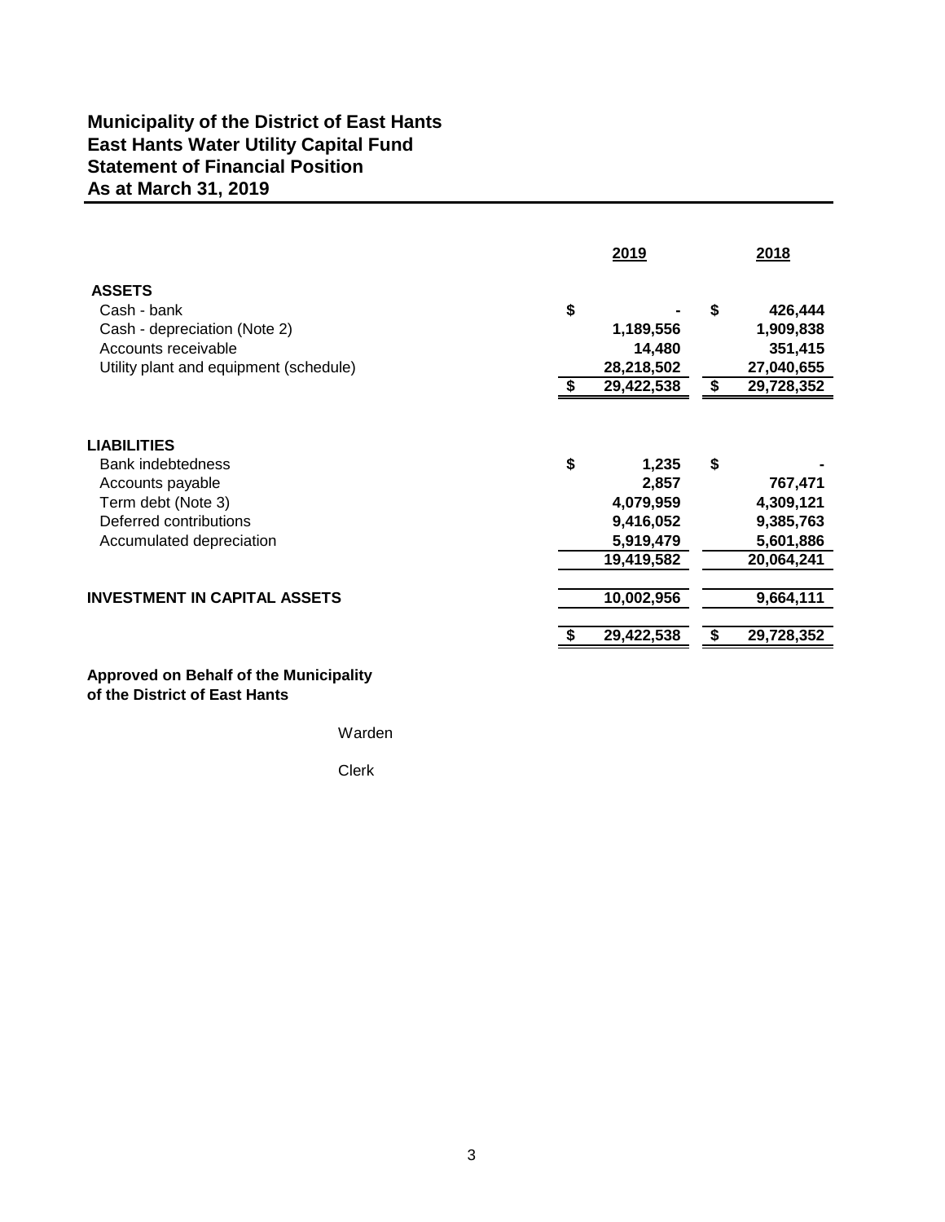# Municipality of the District of East Hants
## East Hants Water Utility Capital Fund
## Statement of Financial Position
## As at March 31, 2019

| | 2019 | 2018 |
|---|---|---|
| **ASSETS** | | |
| Cash - bank | $ - | $ 426,444 |
| Cash - depreciation (Note 2) | 1,189,556 | 1,909,838 |
| Accounts receivable | 14,480 | 351,415 |
| Utility plant and equipment (schedule) | 28,218,502 | 27,040,655 |
| | $ 29,422,538 | $ 29,728,352 |
| **LIABILITIES** | | |
| Bank indebtedness | $ 1,235 | $ - |
| Accounts payable | 2,857 | 767,471 |
| Term debt (Note 3) | 4,079,959 | 4,309,121 |
| Deferred contributions | 9,416,052 | 9,385,763 |
| Accumulated depreciation | 5,919,479 | 5,601,886 |
| | 19,419,582 | 20,064,241 |
| **INVESTMENT IN CAPITAL ASSETS** | 10,002,956 | 9,664,111 |
| | $ 29,422,538 | $ 29,728,352 |

**Approved on Behalf of the Municipality of the District of East Hants**

Warden

Clerk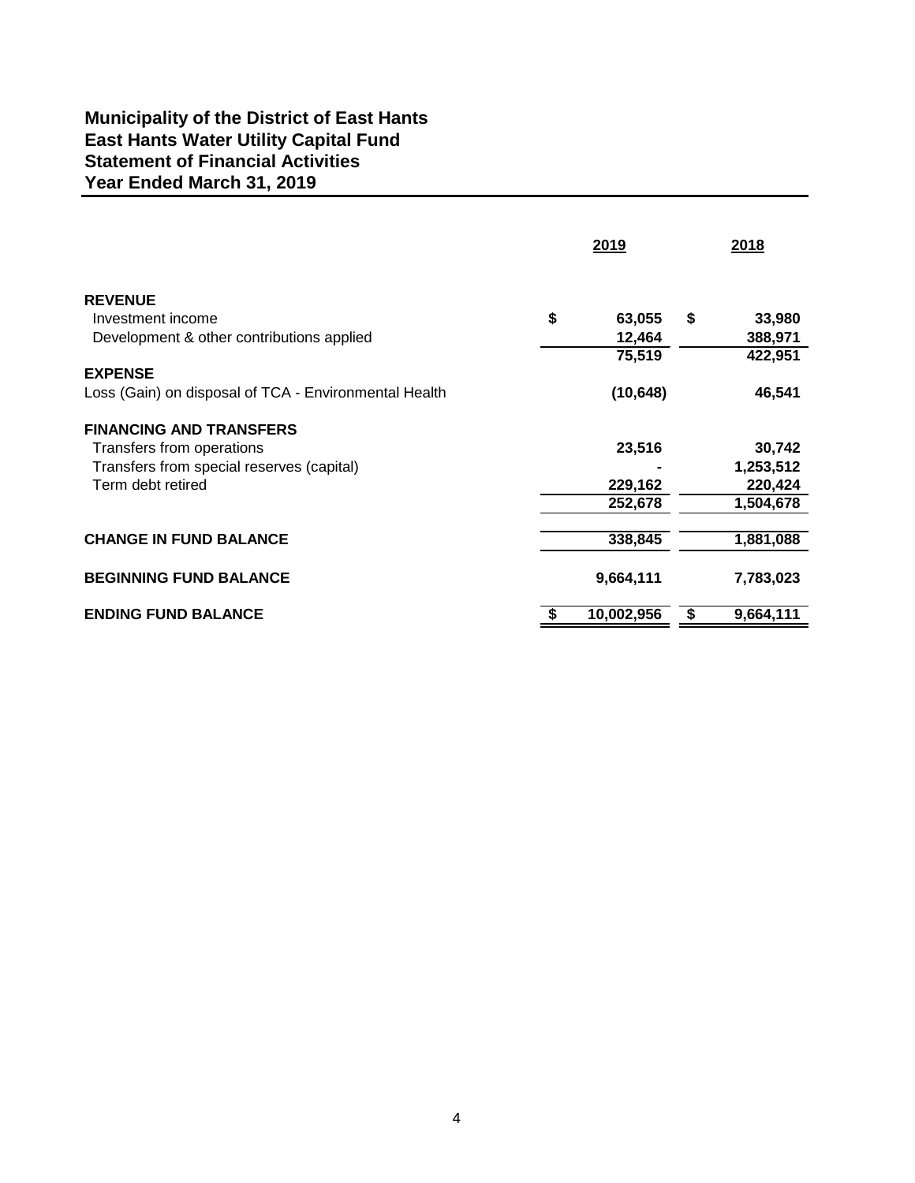# Municipality of the District of East Hants
## East Hants Water Utility Capital Fund
## Statement of Financial Activities
## Year Ended March 31, 2019

| | 2019 | 2018 |
|---|---|---|
| **REVENUE** | | |
| Investment income | $ 63,055 | $ 33,980 |
| Development & other contributions applied | 12,464 | 388,971 |
| | 75,519 | 422,951 |
| **EXPENSE** | | |
| Loss (Gain) on disposal of TCA - Environmental Health | (10,648) | 46,541 |
| **FINANCING AND TRANSFERS** | | |
| Transfers from operations | 23,516 | 30,742 |
| Transfers from special reserves (capital) | - | 1,253,512 |
| Term debt retired | 229,162 | 220,424 |
| | 252,678 | 1,504,678 |
| **CHANGE IN FUND BALANCE** | 338,845 | 1,881,088 |
| **BEGINNING FUND BALANCE** | 9,664,111 | 7,783,023 |
| **ENDING FUND BALANCE** | $ 10,002,956 | $ 9,664,111 |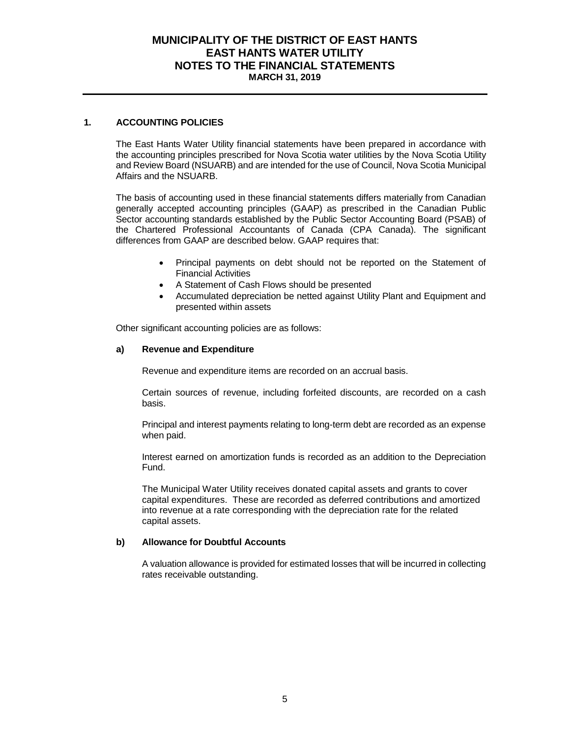# MUNICIPALITY OF THE DISTRICT OF EAST HANTS
# EAST HANTS WATER UTILITY
# NOTES TO THE FINANCIAL STATEMENTS
**MARCH 31, 2019**

## 1. ACCOUNTING POLICIES

The East Hants Water Utility financial statements have been prepared in accordance with the accounting principles prescribed for Nova Scotia water utilities by the Nova Scotia Utility and Review Board (NSUARB) and are intended for the use of Council, Nova Scotia Municipal Affairs and the NSUARB.

The basis of accounting used in these financial statements differs materially from Canadian generally accepted accounting principles (GAAP) as prescribed in the Canadian Public Sector accounting standards established by the Public Sector Accounting Board (PSAB) of the Chartered Professional Accountants of Canada (CPA Canada). The significant differences from GAAP are described below. GAAP requires that:

- Principal payments on debt should not be reported on the Statement of Financial Activities
- A Statement of Cash Flows should be presented
- Accumulated depreciation be netted against Utility Plant and Equipment and presented within assets

Other significant accounting policies are as follows:

### a) Revenue and Expenditure

Revenue and expenditure items are recorded on an accrual basis.

Certain sources of revenue, including forfeited discounts, are recorded on a cash basis.

Principal and interest payments relating to long-term debt are recorded as an expense when paid.

Interest earned on amortization funds is recorded as an addition to the Depreciation Fund.

The Municipal Water Utility receives donated capital assets and grants to cover capital expenditures. These are recorded as deferred contributions and amortized into revenue at a rate corresponding with the depreciation rate for the related capital assets.

### b) Allowance for Doubtful Accounts

A valuation allowance is provided for estimated losses that will be incurred in collecting rates receivable outstanding.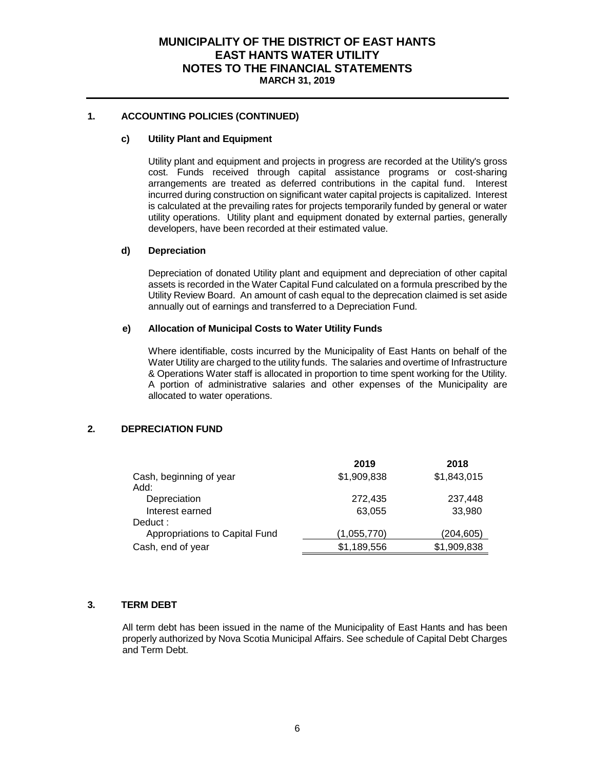# MUNICIPALITY OF THE DISTRICT OF EAST HANTS
# EAST HANTS WATER UTILITY
# NOTES TO THE FINANCIAL STATEMENTS
**MARCH 31, 2019**

## 1. ACCOUNTING POLICIES (CONTINUED)

### c) Utility Plant and Equipment

Utility plant and equipment and projects in progress are recorded at the Utility's gross cost. Funds received through capital assistance programs or cost-sharing arrangements are treated as deferred contributions in the capital fund. Interest incurred during construction on significant water capital projects is capitalized. Interest is calculated at the prevailing rates for projects temporarily funded by general or water utility operations. Utility plant and equipment donated by external parties, generally developers, have been recorded at their estimated value.

### d) Depreciation

Depreciation of donated Utility plant and equipment and depreciation of other capital assets is recorded in the Water Capital Fund calculated on a formula prescribed by the Utility Review Board. An amount of cash equal to the deprecation claimed is set aside annually out of earnings and transferred to a Depreciation Fund.

### e) Allocation of Municipal Costs to Water Utility Funds

Where identifiable, costs incurred by the Municipality of East Hants on behalf of the Water Utility are charged to the utility funds. The salaries and overtime of Infrastructure & Operations Water staff is allocated in proportion to time spent working for the Utility. A portion of administrative salaries and other expenses of the Municipality are allocated to water operations.

## 2. DEPRECIATION FUND

| | 2019 | 2018 |
|---|---|---|
| Cash, beginning of year | $1,909,838 | $1,843,015 |
| Add: | | |
| Depreciation | 272,435 | 237,448 |
| Interest earned | 63,055 | 33,980 |
| Deduct : | | |
| Appropriations to Capital Fund | (1,055,770) | (204,605) |
| Cash, end of year | $1,189,556 | $1,909,838 |

## 3. TERM DEBT

All term debt has been issued in the name of the Municipality of East Hants and has been properly authorized by Nova Scotia Municipal Affairs. See schedule of Capital Debt Charges and Term Debt.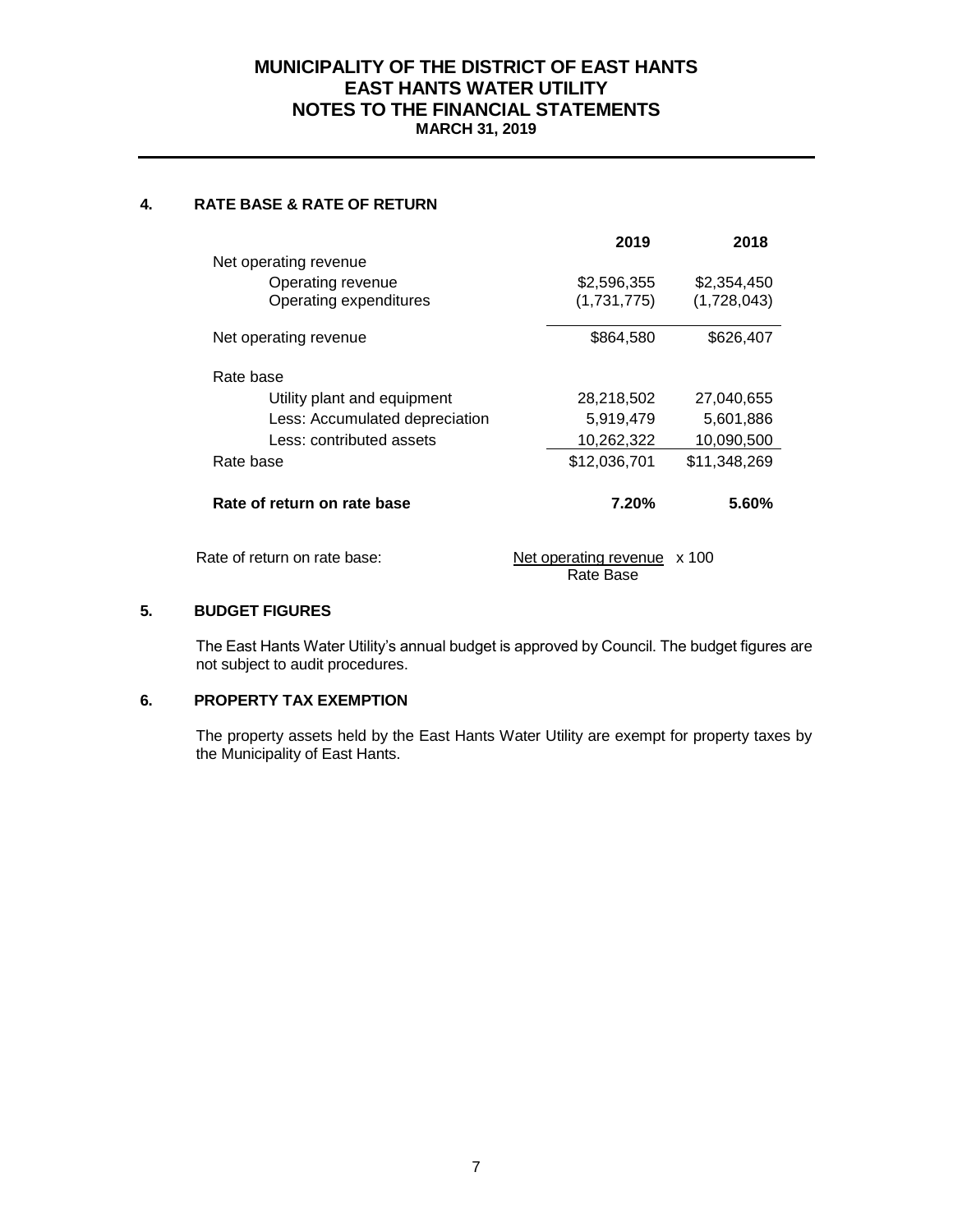# MUNICIPALITY OF THE DISTRICT OF EAST HANTS
## EAST HANTS WATER UTILITY
## NOTES TO THE FINANCIAL STATEMENTS
**MARCH 31, 2019**

### 4. RATE BASE & RATE OF RETURN

| | 2019 | 2018 |
|---|---|---|
| Net operating revenue | | |
| Operating revenue | $2,596,355 | $2,354,450 |
| Operating expenditures | (1,731,775) | (1,728,043) |
| Net operating revenue | $864,580 | $626,407 |
| Rate base | | |
| Utility plant and equipment | 28,218,502 | 27,040,655 |
| Less: Accumulated depreciation | 5,919,479 | 5,601,886 |
| Less: contributed assets | 10,262,322 | 10,090,500 |
| Rate base | $12,036,701 | $11,348,269 |
| **Rate of return on rate base** | **7.20%** | **5.60%** |

Rate of return on rate base: $\frac{\text{Net operating revenue}}{\text{Rate Base}} \times 100$

### 5. BUDGET FIGURES

The East Hants Water Utility's annual budget is approved by Council. The budget figures are not subject to audit procedures.

### 6. PROPERTY TAX EXEMPTION

The property assets held by the East Hants Water Utility are exempt for property taxes by the Municipality of East Hants.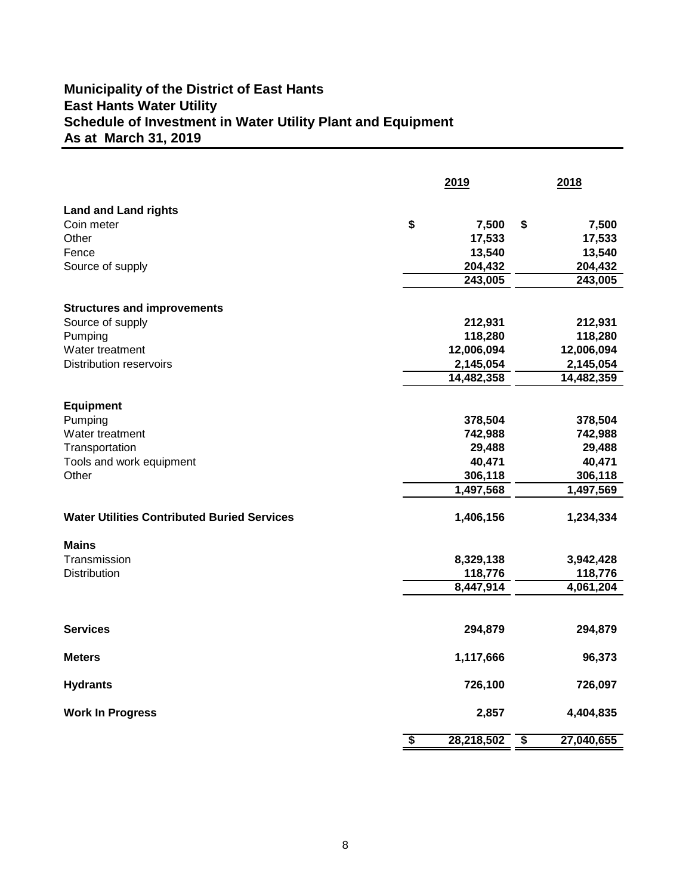# Municipality of the District of East Hants
## East Hants Water Utility
## Schedule of Investment in Water Utility Plant and Equipment
## As at March 31, 2019

| | 2019 | 2018 |
|---|---|---|
| **Land and Land rights** | | |
| Coin meter | $ 7,500 | $ 7,500 |
| Other | 17,533 | 17,533 |
| Fence | 13,540 | 13,540 |
| Source of supply | 204,432 | 204,432 |
| | 243,005 | 243,005 |
| **Structures and improvements** | | |
| Source of supply | 212,931 | 212,931 |
| Pumping | 118,280 | 118,280 |
| Water treatment | 12,006,094 | 12,006,094 |
| Distribution reservoirs | 2,145,054 | 2,145,054 |
| | 14,482,358 | 14,482,359 |
| **Equipment** | | |
| Pumping | 378,504 | 378,504 |
| Water treatment | 742,988 | 742,988 |
| Transportation | 29,488 | 29,488 |
| Tools and work equipment | 40,471 | 40,471 |
| Other | 306,118 | 306,118 |
| | 1,497,568 | 1,497,569 |
| **Water Utilities Contributed Buried Services** | 1,406,156 | 1,234,334 |
| **Mains** | | |
| Transmission | 8,329,138 | 3,942,428 |
| Distribution | 118,776 | 118,776 |
| | 8,447,914 | 4,061,204 |
| **Services** | 294,879 | 294,879 |
| **Meters** | 1,117,666 | 96,373 |
| **Hydrants** | 726,100 | 726,097 |
| **Work In Progress** | 2,857 | 4,404,835 |
| | $ 28,218,502 | $ 27,040,655 |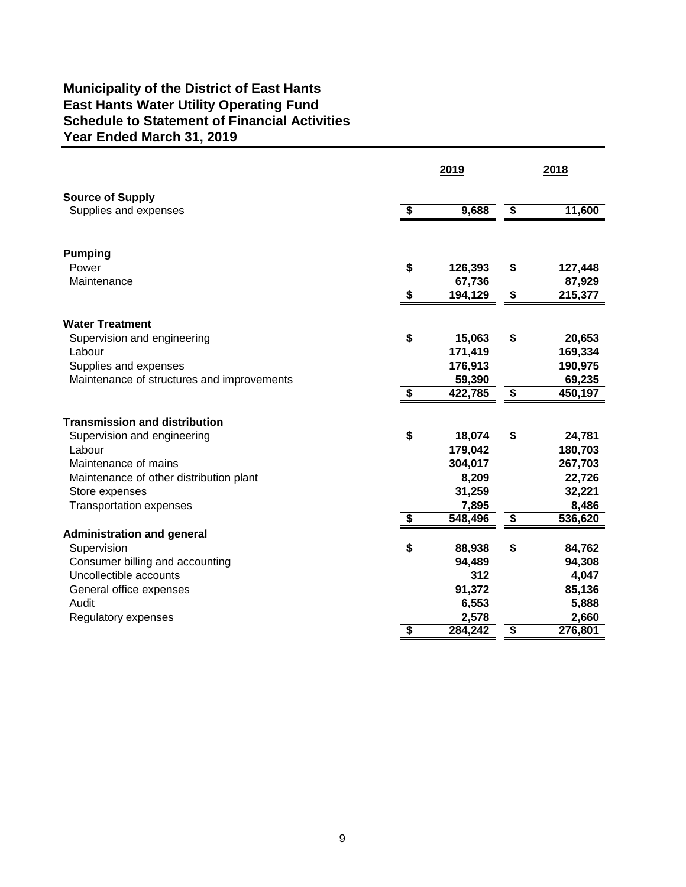# Municipality of the District of East Hants
## East Hants Water Utility Operating Fund
## Schedule to Statement of Financial Activities
## Year Ended March 31, 2019

| | 2019 | 2018 |
|---|---|---|
| **Source of Supply** | | |
| Supplies and expenses | $ 9,688 | $ 11,600 |
| | | |
| **Pumping** | | |
| Power | $ 126,393 | $ 127,448 |
| Maintenance | 67,736 | 87,929 |
| | $ 194,129 | $ 215,377 |
| | | |
| **Water Treatment** | | |
| Supervision and engineering | $ 15,063 | $ 20,653 |
| Labour | 171,419 | 169,334 |
| Supplies and expenses | 176,913 | 190,975 |
| Maintenance of structures and improvements | 59,390 | 69,235 |
| | $ 422,785 | $ 450,197 |
| | | |
| **Transmission and distribution** | | |
| Supervision and engineering | $ 18,074 | $ 24,781 |
| Labour | 179,042 | 180,703 |
| Maintenance of mains | 304,017 | 267,703 |
| Maintenance of other distribution plant | 8,209 | 22,726 |
| Store expenses | 31,259 | 32,221 |
| Transportation expenses | 7,895 | 8,486 |
| | $ 548,496 | $ 536,620 |
| **Administration and general** | | |
| Supervision | $ 88,938 | $ 84,762 |
| Consumer billing and accounting | 94,489 | 94,308 |
| Uncollectible accounts | 312 | 4,047 |
| General office expenses | 91,372 | 85,136 |
| Audit | 6,553 | 5,888 |
| Regulatory expenses | 2,578 | 2,660 |
| | $ 284,242 | $ 276,801 |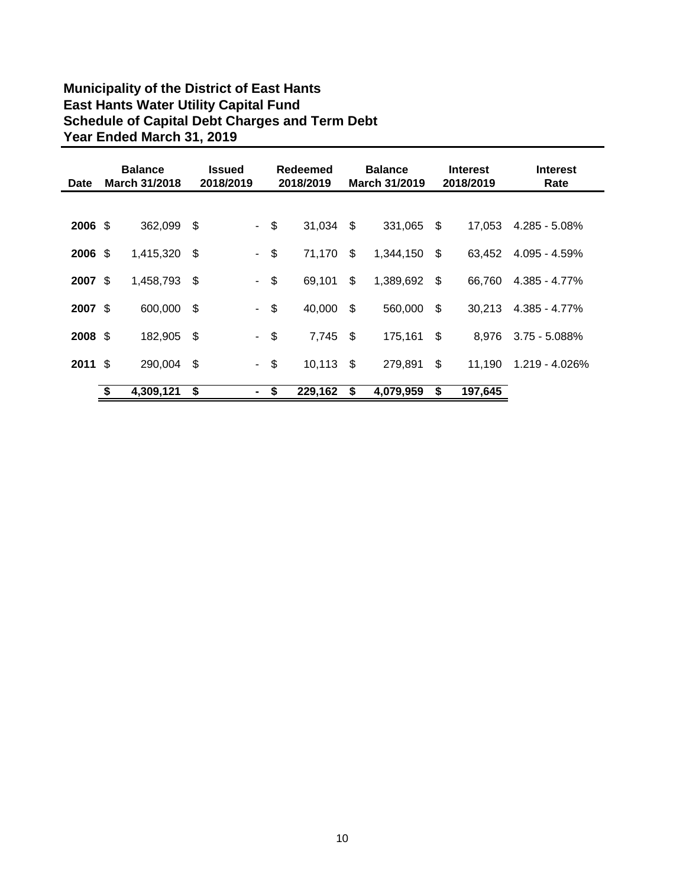**Municipality of the District of East Hants**
**East Hants Water Utility Capital Fund**
**Schedule of Capital Debt Charges and Term Debt**
**Year Ended March 31, 2019**

| Date | Balance March 31/2018 | Issued 2018/2019 | Redeemed 2018/2019 | Balance March 31/2019 | Interest 2018/2019 | Interest Rate |
|---|---|---|---|---|---|---|
| **2006** | $ 362,099 | $ - | $ 31,034 | $ 331,065 | $ 17,053 | 4.285 - 5.08% |
| **2006** | $ 1,415,320 | $ - | $ 71,170 | $ 1,344,150 | $ 63,452 | 4.095 - 4.59% |
| **2007** | $ 1,458,793 | $ - | $ 69,101 | $ 1,389,692 | $ 66,760 | 4.385 - 4.77% |
| **2007** | $ 600,000 | $ - | $ 40,000 | $ 560,000 | $ 30,213 | 4.385 - 4.77% |
| **2008** | $ 182,905 | $ - | $ 7,745 | $ 175,161 | $ 8,976 | 3.75 - 5.088% |
| **2011** | $ 290,004 | $ - | $ 10,113 | $ 279,891 | $ 11,190 | 1.219 - 4.026% |
| | **$ 4,309,121** | **$ -** | **$ 229,162** | **$ 4,079,959** | **$ 197,645** | |